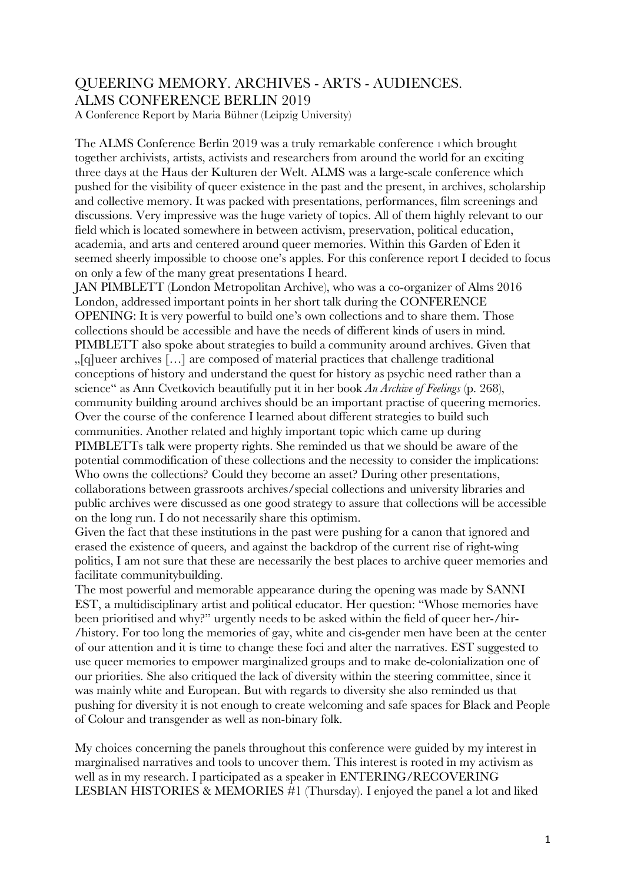# QUEERING MEMORY. ARCHIVES - ARTS - AUDIENCES. ALMS CONFERENCE BERLIN 2019

A Conference Report by Maria Bühner (Leipzig University)

The ALMS Conference Berlin 2019 was a truly remarkable conference [1] which brought together archivists, artists, activists and researchers from around the world for an exciting three days at the Haus der Kulturen der Welt. ALMS was a large-scale conference which pushed for the visibility of queer existence in the past and the present, in archives, scholarship and collective memory. It was packed with presentations, performances, film screenings and discussions. Very impressive was the huge variety of topics. All of them highly relevant to our field which is located somewhere in between activism, preservation, political education, academia, and arts and centered around queer memories. Within this Garden of Eden it seemed sheerly impossible to choose one's apples. For this conference report I decided to focus on only a few of the many great presentations I heard.

JAN PIMBLETT (London Metropolitan Archive), who was a co-organizer of Alms 2016 London, addressed important points in her short talk during the CONFERENCE OPENING: It is very powerful to build one's own collections and to share them. Those collections should be accessible and have the needs of different kinds of users in mind. PIMBLETT also spoke about strategies to build a community around archives. Given that „[q]ueer archives […] are composed of material practices that challenge traditional conceptions of history and understand the quest for history as psychic need rather than a science" as Ann Cvetkovich beautifully put it in her book *An Archive of Feelings* (p. 268), community building around archives should be an important practise of queering memories. Over the course of the conference I learned about different strategies to build such communities. Another related and highly important topic which came up during PIMBLETTs talk were property rights. She reminded us that we should be aware of the potential commodification of these collections and the necessity to consider the implications: Who owns the collections? Could they become an asset? During other presentations, collaborations between grassroots archives/special collections and university libraries and public archives were discussed as one good strategy to assure that collections will be accessible on the long run. I do not necessarily share this optimism.

Given the fact that these institutions in the past were pushing for a canon that ignored and erased the existence of queers, and against the backdrop of the current rise of right-wing politics, I am not sure that these are necessarily the best places to archive queer memories and facilitate communitybuilding.

The most powerful and memorable appearance during the opening was made by SANNI EST, a multidisciplinary artist and political educator. Her question: "Whose memories have been prioritised and why?" urgently needs to be asked within the field of queer her-/hir-/history. For too long the memories of gay, white and cis-gender men have been at the center of our attention and it is time to change these foci and alter the narratives. EST suggested to use queer memories to empower marginalized groups and to make de-colonialization one of our priorities. She also critiqued the lack of diversity within the steering committee, since it was mainly white and European. But with regards to diversity she also reminded us that pushing for diversity it is not enough to create welcoming and safe spaces for Black and People of Colour and transgender as well as non-binary folk.

My choices concerning the panels throughout this conference were guided by my interest in marginalised narratives and tools to uncover them. This interest is rooted in my activism as well as in my research. I participated as a speaker in ENTERING/RECOVERING LESBIAN HISTORIES & MEMORIES #1 (Thursday). I enjoyed the panel a lot and liked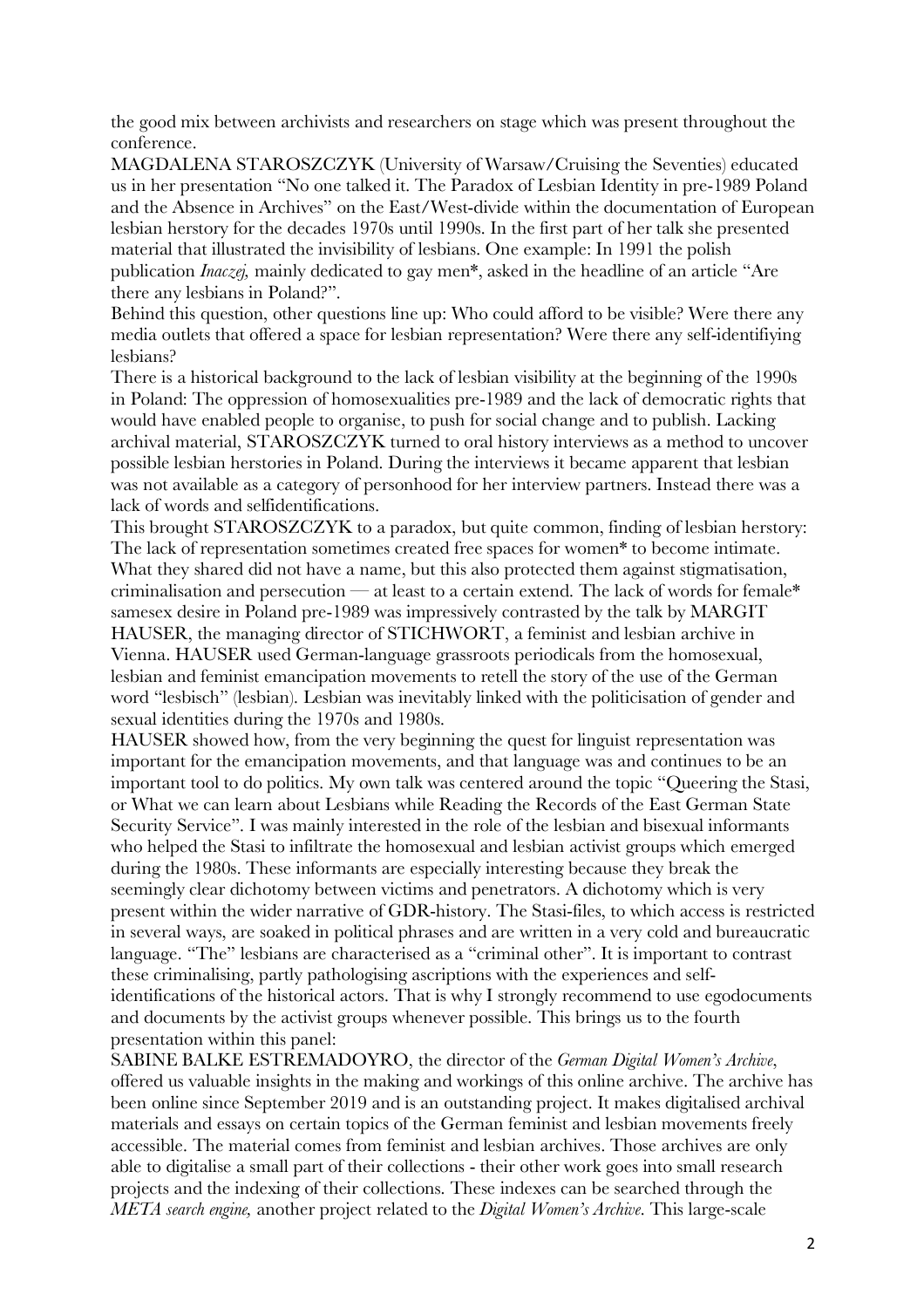the good mix between archivists and researchers on stage which was present throughout the conference.

MAGDALENA STAROSZCZYK (University of Warsaw/Cruising the Seventies) educated us in her presentation "No one talked it. The Paradox of Lesbian Identity in pre-1989 Poland and the Absence in Archives" on the East/West-divide within the documentation of European lesbian herstory for the decades 1970s until 1990s. In the first part of her talk she presented material that illustrated the invisibility of lesbians. One example: In 1991 the polish publication *Inaczej,* mainly dedicated to gay men*, asked in the headline of an article "Are there any lesbians in Poland?".

Behind this question, other questions line up: Who could afford to be visible? Were there any media outlets that offered a space for lesbian representation? Were there any self-identifiying lesbians?

There is a historical background to the lack of lesbian visibility at the beginning of the 1990s in Poland: The oppression of homosexualities pre-1989 and the lack of democratic rights that would have enabled people to organise, to push for social change and to publish. Lacking archival material, STAROSZCZYK turned to oral history interviews as a method to uncover possible lesbian herstories in Poland. During the interviews it became apparent that lesbian was not available as a category of personhood for her interview partners. Instead there was a lack of words and selfidentifications.

This brought STAROSZCZYK to a paradox, but quite common, finding of lesbian herstory: The lack of representation sometimes created free spaces for women* to become intimate. What they shared did not have a name, but this also protected them against stigmatisation, criminalisation and persecution — at least to a certain extend. The lack of words for female* samesex desire in Poland pre-1989 was impressively contrasted by the talk by MARGIT HAUSER, the managing director of STICHWORT, a feminist and lesbian archive in Vienna. HAUSER used German-language grassroots periodicals from the homosexual, lesbian and feminist emancipation movements to retell the story of the use of the German word "lesbisch" (lesbian). Lesbian was inevitably linked with the politicisation of gender and sexual identities during the 1970s and 1980s.

HAUSER showed how, from the very beginning the quest for linguist representation was important for the emancipation movements, and that language was and continues to be an important tool to do politics. My own talk was centered around the topic "Queering the Stasi, or What we can learn about Lesbians while Reading the Records of the East German State Security Service". I was mainly interested in the role of the lesbian and bisexual informants who helped the Stasi to infiltrate the homosexual and lesbian activist groups which emerged during the 1980s. These informants are especially interesting because they break the seemingly clear dichotomy between victims and penetrators. A dichotomy which is very present within the wider narrative of GDR-history. The Stasi-files, to which access is restricted in several ways, are soaked in political phrases and are written in a very cold and bureaucratic language. "The" lesbians are characterised as a "criminal other". It is important to contrast these criminalising, partly pathologising ascriptions with the experiences and self-identifications of the historical actors. That is why I strongly recommend to use egodocuments and documents by the activist groups whenever possible. This brings us to the fourth presentation within this panel:

SABINE BALKE ESTREMADOYRO, the director of the *German Digital Women's Archive*, offered us valuable insights in the making and workings of this online archive. The archive has been online since September 2019 and is an outstanding project. It makes digitalised archival materials and essays on certain topics of the German feminist and lesbian movements freely accessible. The material comes from feminist and lesbian archives. Those archives are only able to digitalise a small part of their collections - their other work goes into small research projects and the indexing of their collections. These indexes can be searched through the *META search engine,* another project related to the *Digital Women's Archive.* This large-scale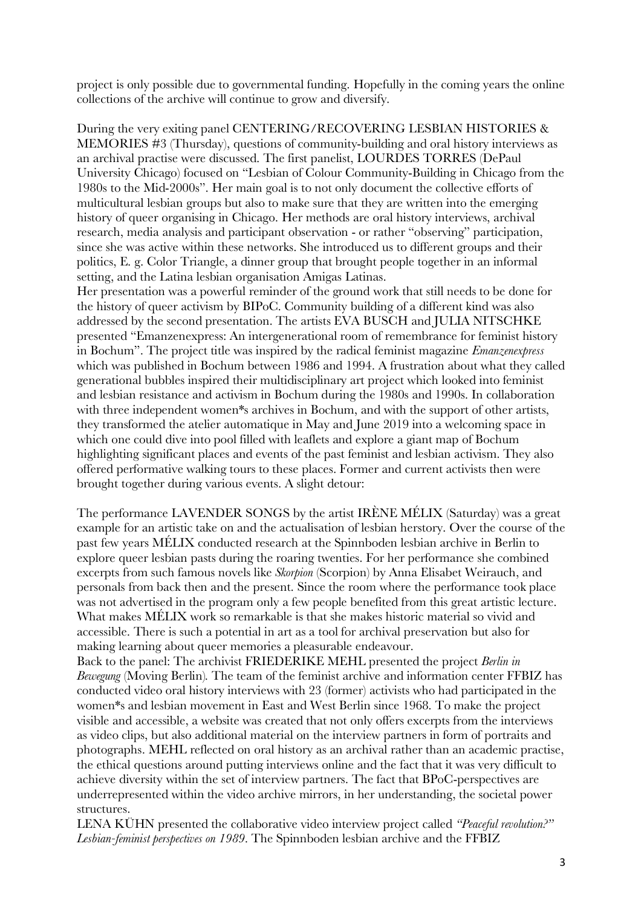project is only possible due to governmental funding. Hopefully in the coming years the online collections of the archive will continue to grow and diversify.

During the very exiting panel CENTERING/RECOVERING LESBIAN HISTORIES & MEMORIES #3 (Thursday), questions of community-building and oral history interviews as an archival practise were discussed. The first panelist, LOURDES TORRES (DePaul University Chicago) focused on "Lesbian of Colour Community-Building in Chicago from the 1980s to the Mid-2000s". Her main goal is to not only document the collective efforts of multicultural lesbian groups but also to make sure that they are written into the emerging history of queer organising in Chicago. Her methods are oral history interviews, archival research, media analysis and participant observation - or rather "observing" participation, since she was active within these networks. She introduced us to different groups and their politics, E. g. Color Triangle, a dinner group that brought people together in an informal setting, and the Latina lesbian organisation Amigas Latinas.

Her presentation was a powerful reminder of the ground work that still needs to be done for the history of queer activism by BIPoC. Community building of a different kind was also addressed by the second presentation. The artists EVA BUSCH and JULIA NITSCHKE presented "Emanzenexpress: An intergenerational room of remembrance for feminist history in Bochum". The project title was inspired by the radical feminist magazine *Emanzenexpress* which was published in Bochum between 1986 and 1994. A frustration about what they called generational bubbles inspired their multidisciplinary art project which looked into feminist and lesbian resistance and activism in Bochum during the 1980s and 1990s. In collaboration with three independent women*s archives in Bochum, and with the support of other artists, they transformed the atelier automatique in May and June 2019 into a welcoming space in which one could dive into pool filled with leaflets and explore a giant map of Bochum highlighting significant places and events of the past feminist and lesbian activism. They also offered performative walking tours to these places. Former and current activists then were brought together during various events. A slight detour:

The performance LAVENDER SONGS by the artist IRÈNE MÉLIX (Saturday) was a great example for an artistic take on and the actualisation of lesbian herstory. Over the course of the past few years MÉLIX conducted research at the Spinnboden lesbian archive in Berlin to explore queer lesbian pasts during the roaring twenties. For her performance she combined excerpts from such famous novels like *Skorpion* (Scorpion) by Anna Elisabet Weirauch, and personals from back then and the present. Since the room where the performance took place was not advertised in the program only a few people benefited from this great artistic lecture. What makes MÉLIX work so remarkable is that she makes historic material so vivid and accessible. There is such a potential in art as a tool for archival preservation but also for making learning about queer memories a pleasurable endeavour.

Back to the panel: The archivist FRIEDERIKE MEHL presented the project *Berlin in Bewegung* (Moving Berlin). The team of the feminist archive and information center FFBIZ has conducted video oral history interviews with 23 (former) activists who had participated in the women*s and lesbian movement in East and West Berlin since 1968. To make the project visible and accessible, a website was created that not only offers excerpts from the interviews as video clips, but also additional material on the interview partners in form of portraits and photographs. MEHL reflected on oral history as an archival rather than an academic practise, the ethical questions around putting interviews online and the fact that it was very difficult to achieve diversity within the set of interview partners. The fact that BPoC-perspectives are underrepresented within the video archive mirrors, in her understanding, the societal power structures.

LENA KÜHN presented the collaborative video interview project called *"Peaceful revolution?" Lesbian-feminist perspectives on 1989*. The Spinnboden lesbian archive and the FFBIZ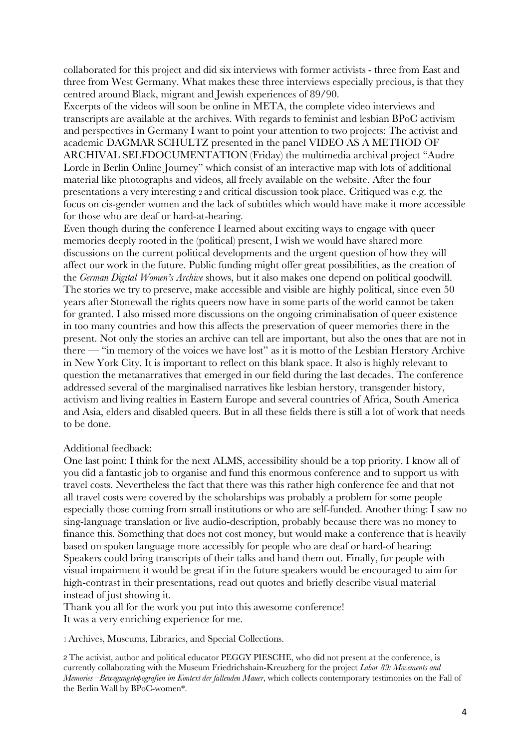collaborated for this project and did six interviews with former activists - three from East and three from West Germany. What makes these three interviews especially precious, is that they centred around Black, migrant and Jewish experiences of 89/90.

Excerpts of the videos will soon be online in META, the complete video interviews and transcripts are available at the archives. With regards to feminist and lesbian BPoC activism and perspectives in Germany I want to point your attention to two projects: The activist and academic DAGMAR SCHULTZ presented in the panel VIDEO AS A METHOD OF ARCHIVAL SELFDOCUMENTATION (Friday) the multimedia archival project "Audre Lorde in Berlin Online Journey" which consist of an interactive map with lots of additional material like photographs and videos, all freely available on the website. After the four presentations a very interesting [2] and critical discussion took place. Critiqued was e.g. the focus on cis-gender women and the lack of subtitles which would have make it more accessible for those who are deaf or hard-at-hearing.

Even though during the conference I learned about exciting ways to engage with queer memories deeply rooted in the (political) present, I wish we would have shared more discussions on the current political developments and the urgent question of how they will affect our work in the future. Public funding might offer great possibilities, as the creation of the *German Digital Women's Archive* shows, but it also makes one depend on political goodwill. The stories we try to preserve, make accessible and visible are highly political, since even 50 years after Stonewall the rights queers now have in some parts of the world cannot be taken for granted. I also missed more discussions on the ongoing criminalisation of queer existence in too many countries and how this affects the preservation of queer memories there in the present. Not only the stories an archive can tell are important, but also the ones that are not in there — "in memory of the voices we have lost" as it is motto of the Lesbian Herstory Archive in New York City. It is important to reflect on this blank space. It also is highly relevant to question the metanarratives that emerged in our field during the last decades. The conference addressed several of the marginalised narratives like lesbian herstory, transgender history, activism and living realties in Eastern Europe and several countries of Africa, South America and Asia, elders and disabled queers. But in all these fields there is still a lot of work that needs to be done.

Additional feedback:

One last point: I think for the next ALMS, accessibility should be a top priority. I know all of you did a fantastic job to organise and fund this enormous conference and to support us with travel costs. Nevertheless the fact that there was this rather high conference fee and that not all travel costs were covered by the scholarships was probably a problem for some people especially those coming from small institutions or who are self-funded. Another thing: I saw no sing-language translation or live audio-description, probably because there was no money to finance this. Something that does not cost money, but would make a conference that is heavily based on spoken language more accessibly for people who are deaf or hard-of hearing: Speakers could bring transcripts of their talks and hand them out. Finally, for people with visual impairment it would be great if in the future speakers would be encouraged to aim for high-contrast in their presentations, read out quotes and briefly describe visual material instead of just showing it.

Thank you all for the work you put into this awesome conference!
It was a very enriching experience for me.

[1] Archives, Museums, Libraries, and Special Collections.

[2] The activist, author and political educator PEGGY PIESCHE, who did not present at the conference, is currently collaborating with the Museum Friedrichshain-Kreuzberg for the project *Labor 89: Movements and Memories –Bewegungstopografien im Kontext der fallenden Mauer*, which collects contemporary testimonies on the Fall of the Berlin Wall by BPoC-women*.